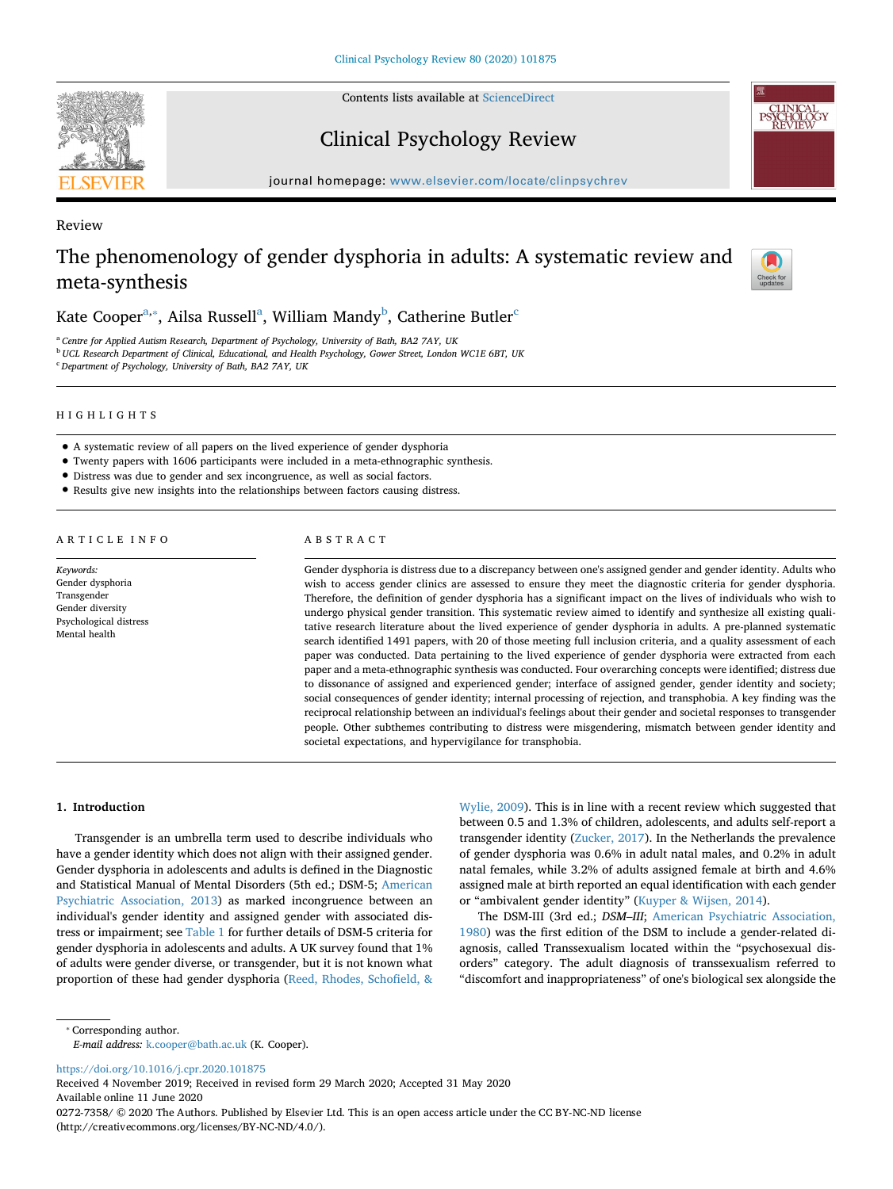Review

# The phenomenology of gender dysphoria in adults: A systematic review and meta-synthesis

Kate Cooper[a,*], Ailsa Russell[a], William Mandy[b], Catherine Butler[c]

[a] Centre for Applied Autism Research, Department of Psychology, University of Bath, BA2 7AY, UK
[b] UCL Research Department of Clinical, Educational, and Health Psychology, Gower Street, London WC1E 6BT, UK
[c] Department of Psychology, University of Bath, BA2 7AY, UK

## HIGHLIGHTS

- A systematic review of all papers on the lived experience of gender dysphoria
- Twenty papers with 1606 participants were included in a meta-ethnographic synthesis.
- Distress was due to gender and sex incongruence, as well as social factors.
- Results give new insights into the relationships between factors causing distress.

## ARTICLE INFO

*Keywords:*
Gender dysphoria
Transgender
Gender diversity
Psychological distress
Mental health

## ABSTRACT

Gender dysphoria is distress due to a discrepancy between one's assigned gender and gender identity. Adults who wish to access gender clinics are assessed to ensure they meet the diagnostic criteria for gender dysphoria. Therefore, the definition of gender dysphoria has a significant impact on the lives of individuals who wish to undergo physical gender transition. This systematic review aimed to identify and synthesize all existing qualitative research literature about the lived experience of gender dysphoria in adults. A pre-planned systematic search identified 1491 papers, with 20 of those meeting full inclusion criteria, and a quality assessment of each paper was conducted. Data pertaining to the lived experience of gender dysphoria were extracted from each paper and a meta-ethnographic synthesis was conducted. Four overarching concepts were identified; distress due to dissonance of assigned and experienced gender; interface of assigned gender, gender identity and society; social consequences of gender identity; internal processing of rejection, and transphobia. A key finding was the reciprocal relationship between an individual's feelings about their gender and societal responses to transgender people. Other subthemes contributing to distress were misgendering, mismatch between gender identity and societal expectations, and hypervigilance for transphobia.

## 1. Introduction

Transgender is an umbrella term used to describe individuals who have a gender identity which does not align with their assigned gender. Gender dysphoria in adolescents and adults is defined in the Diagnostic and Statistical Manual of Mental Disorders (5th ed.; DSM-5; American Psychiatric Association, 2013) as marked incongruence between an individual's gender identity and assigned gender with associated distress or impairment; see Table 1 for further details of DSM-5 criteria for gender dysphoria in adolescents and adults. A UK survey found that 1% of adults were gender diverse, or transgender, but it is not known what proportion of these had gender dysphoria (Reed, Rhodes, Schofield, & Wylie, 2009). This is in line with a recent review which suggested that between 0.5 and 1.3% of children, adolescents, and adults self-report a transgender identity (Zucker, 2017). In the Netherlands the prevalence of gender dysphoria was 0.6% in adult natal males, and 0.2% in adult natal females, while 3.2% of adults assigned female at birth and 4.6% assigned male at birth reported an equal identification with each gender or "ambivalent gender identity" (Kuyper & Wijsen, 2014).

The DSM-III (3rd ed.; *DSM–III*; American Psychiatric Association, 1980) was the first edition of the DSM to include a gender-related diagnosis, called Transsexualism located within the "psychosexual disorders" category. The adult diagnosis of transsexualism referred to "discomfort and inappropriateness" of one's biological sex alongside the

* Corresponding author.
*E-mail address:* k.cooper@bath.ac.uk (K. Cooper).

https://doi.org/10.1016/j.cpr.2020.101875
Received 4 November 2019; Received in revised form 29 March 2020; Accepted 31 May 2020
Available online 11 June 2020
0272-7358/ © 2020 The Authors. Published by Elsevier Ltd. This is an open access article under the CC BY-NC-ND license (http://creativecommons.org/licenses/BY-NC-ND/4.0/).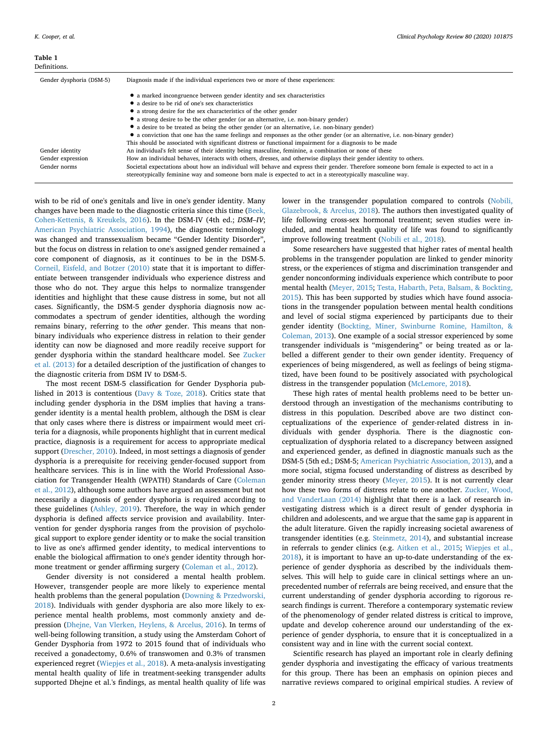**Table 1**
Definitions.

| | |
|---|---|
| Gender dysphoria (DSM-5) | Diagnosis made if the individual experiences two or more of these experiences:<br><br>• a marked incongruence between gender identity and sex characteristics<br>• a desire to be rid of one's sex characteristics<br>• a strong desire for the sex characteristics of the other gender<br>• a strong desire to be the other gender (or an alternative, i.e. non-binary gender)<br>• a desire to be treated as being the other gender (or an alternative, i.e. non-binary gender)<br>• a conviction that one has the same feelings and responses as the other gender (or an alternative, i.e. non-binary gender)<br>This should be associated with significant distress or functional impairment for a diagnosis to be made |
| Gender identity | An individual's felt sense of their identity being masculine, feminine, a combination or none of these |
| Gender expression | How an individual behaves, interacts with others, dresses, and otherwise displays their gender identity to others. |
| Gender norms | Societal expectations about how an individual will behave and express their gender. Therefore someone born female is expected to act in a stereotypically feminine way and someone born male is expected to act in a stereotypically masculine way. |

wish to be rid of one's genitals and live in one's gender identity. Many changes have been made to the diagnostic criteria since this time (Beek, Cohen-Kettenis, & Kreukels, 2016). In the DSM-IV (4th ed.; *DSM–IV*; American Psychiatric Association, 1994), the diagnostic terminology was changed and transsexualism became "Gender Identity Disorder", but the focus on distress in relation to one's assigned gender remained a core component of diagnosis, as it continues to be in the DSM-5. Corneil, Eisfeld, and Botzer (2010) state that it is important to differentiate between transgender individuals who experience distress and those who do not. They argue this helps to normalize transgender identities and highlight that these cause distress in some, but not all cases. Significantly, the DSM-5 gender dysphoria diagnosis now accommodates a spectrum of gender identities, although the wording remains binary, referring to the *other* gender. This means that non-binary individuals who experience distress in relation to their gender identity can now be diagnosed and more readily receive support for gender dysphoria within the standard healthcare model. See Zucker et al. (2013) for a detailed description of the justification of changes to the diagnostic criteria from DSM IV to DSM-5.

The most recent DSM-5 classification for Gender Dysphoria published in 2013 is contentious (Davy & Toze, 2018). Critics state that including gender dysphoria in the DSM implies that having a transgender identity is a mental health problem, although the DSM is clear that only cases where there is distress or impairment would meet criteria for a diagnosis, while proponents highlight that in current medical practice, diagnosis is a requirement for access to appropriate medical support (Drescher, 2010). Indeed, in most settings a diagnosis of gender dysphoria is a prerequisite for receiving gender-focused support from healthcare services. This is in line with the World Professional Association for Transgender Health (WPATH) Standards of Care (Coleman et al., 2012), although some authors have argued an assessment but not necessarily a diagnosis of gender dysphoria is required according to these guidelines (Ashley, 2019). Therefore, the way in which gender dysphoria is defined affects service provision and availability. Intervention for gender dysphoria ranges from the provision of psychological support to explore gender identity or to make the social transition to live as one's affirmed gender identity, to medical interventions to enable the biological affirmation to one's gender identity through hormone treatment or gender affirming surgery (Coleman et al., 2012).

Gender diversity is not considered a mental health problem. However, transgender people are more likely to experience mental health problems than the general population (Downing & Przedworski, 2018). Individuals with gender dysphoria are also more likely to experience mental health problems, most commonly anxiety and depression (Dhejne, Van Vlerken, Heylens, & Arcelus, 2016). In terms of well-being following transition, a study using the Amsterdam Cohort of Gender Dysphoria from 1972 to 2015 found that of individuals who received a gonadectomy, 0.6% of transwomen and 0.3% of transmen experienced regret (Wiepjes et al., 2018). A meta-analysis investigating mental health quality of life in treatment-seeking transgender adults supported Dhejne et al.'s findings, as mental health quality of life was lower in the transgender population compared to controls (Nobili, Glazebrook, & Arcelus, 2018). The authors then investigated quality of life following cross-sex hormonal treatment; seven studies were included, and mental health quality of life was found to significantly improve following treatment (Nobili et al., 2018).

Some researchers have suggested that higher rates of mental health problems in the transgender population are linked to gender minority stress, or the experiences of stigma and discrimination transgender and gender nonconforming individuals experience which contribute to poor mental health (Meyer, 2015; Testa, Habarth, Peta, Balsam, & Bockting, 2015). This has been supported by studies which have found associations in the transgender population between mental health conditions and level of social stigma experienced by participants due to their gender identity (Bockting, Miner, Swinburne Romine, Hamilton, & Coleman, 2013). One example of a social stressor experienced by some transgender individuals is "misgendering" or being treated as or labelled a different gender to their own gender identity. Frequency of experiences of being misgendered, as well as feelings of being stigmatized, have been found to be positively associated with psychological distress in the transgender population (McLemore, 2018).

These high rates of mental health problems need to be better understood through an investigation of the mechanisms contributing to distress in this population. Described above are two distinct conceptualizations of the experience of gender-related distress in individuals with gender dysphoria. There is the diagnostic conceptualization of dysphoria related to a discrepancy between assigned and experienced gender, as defined in diagnostic manuals such as the DSM-5 (5th ed.; DSM-5; American Psychiatric Association, 2013), and a more social, stigma focused understanding of distress as described by gender minority stress theory (Meyer, 2015). It is not currently clear how these two forms of distress relate to one another. Zucker, Wood, and VanderLaan (2014) highlight that there is a lack of research investigating distress which is a direct result of gender dysphoria in children and adolescents, and we argue that the same gap is apparent in the adult literature. Given the rapidly increasing societal awareness of transgender identities (e.g. Steinmetz, 2014), and substantial increase in referrals to gender clinics (e.g. Aitken et al., 2015; Wiepjes et al., 2018), it is important to have an up-to-date understanding of the experience of gender dysphoria as described by the individuals themselves. This will help to guide care in clinical settings where an unprecedented number of referrals are being received, and ensure that the current understanding of gender dysphoria according to rigorous research findings is current. Therefore a contemporary systematic review of the phenomenology of gender related distress is critical to improve, update and develop coherence around our understanding of the experience of gender dysphoria, to ensure that it is conceptualized in a consistent way and in line with the current social context.

Scientific research has played an important role in clearly defining gender dysphoria and investigating the efficacy of various treatments for this group. There has been an emphasis on opinion pieces and narrative reviews compared to original empirical studies. A review of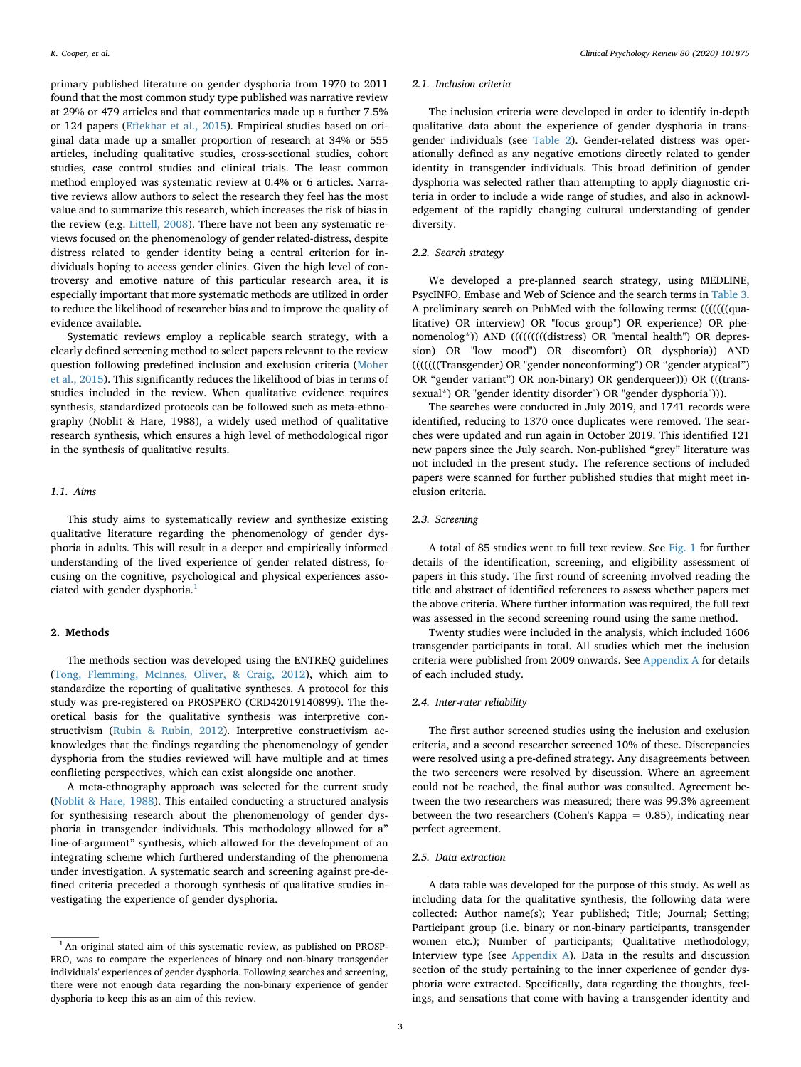primary published literature on gender dysphoria from 1970 to 2011 found that the most common study type published was narrative review at 29% or 479 articles and that commentaries made up a further 7.5% or 124 papers (Eftekhar et al., 2015). Empirical studies based on original data made up a smaller proportion of research at 34% or 555 articles, including qualitative studies, cross-sectional studies, cohort studies, case control studies and clinical trials. The least common method employed was systematic review at 0.4% or 6 articles. Narrative reviews allow authors to select the research they feel has the most value and to summarize this research, which increases the risk of bias in the review (e.g. Littell, 2008). There have not been any systematic reviews focused on the phenomenology of gender related-distress, despite distress related to gender identity being a central criterion for individuals hoping to access gender clinics. Given the high level of controversy and emotive nature of this particular research area, it is especially important that more systematic methods are utilized in order to reduce the likelihood of researcher bias and to improve the quality of evidence available.

Systematic reviews employ a replicable search strategy, with a clearly defined screening method to select papers relevant to the review question following predefined inclusion and exclusion criteria (Moher et al., 2015). This significantly reduces the likelihood of bias in terms of studies included in the review. When qualitative evidence requires synthesis, standardized protocols can be followed such as meta-ethnography (Noblit & Hare, 1988), a widely used method of qualitative research synthesis, which ensures a high level of methodological rigor in the synthesis of qualitative results.

### 1.1. Aims

This study aims to systematically review and synthesize existing qualitative literature regarding the phenomenology of gender dysphoria in adults. This will result in a deeper and empirically informed understanding of the lived experience of gender related distress, focusing on the cognitive, psychological and physical experiences associated with gender dysphoria.[1]

## 2. Methods

The methods section was developed using the ENTREQ guidelines (Tong, Flemming, McInnes, Oliver, & Craig, 2012), which aim to standardize the reporting of qualitative syntheses. A protocol for this study was pre-registered on PROSPERO (CRD42019140899). The theoretical basis for the qualitative synthesis was interpretive constructivism (Rubin & Rubin, 2012). Interpretive constructivism acknowledges that the findings regarding the phenomenology of gender dysphoria from the studies reviewed will have multiple and at times conflicting perspectives, which can exist alongside one another.

A meta-ethnography approach was selected for the current study (Noblit & Hare, 1988). This entailed conducting a structured analysis for synthesising research about the phenomenology of gender dysphoria in transgender individuals. This methodology allowed for a" line-of-argument" synthesis, which allowed for the development of an integrating scheme which furthered understanding of the phenomena under investigation. A systematic search and screening against pre-defined criteria preceded a thorough synthesis of qualitative studies investigating the experience of gender dysphoria.

[1] An original stated aim of this systematic review, as published on PROSPERO, was to compare the experiences of binary and non-binary transgender individuals' experiences of gender dysphoria. Following searches and screening, there were not enough data regarding the non-binary experience of gender dysphoria to keep this as an aim of this review.

### 2.1. Inclusion criteria

The inclusion criteria were developed in order to identify in-depth qualitative data about the experience of gender dysphoria in transgender individuals (see Table 2). Gender-related distress was operationally defined as any negative emotions directly related to gender identity in transgender individuals. This broad definition of gender dysphoria was selected rather than attempting to apply diagnostic criteria in order to include a wide range of studies, and also in acknowledgement of the rapidly changing cultural understanding of gender diversity.

### 2.2. Search strategy

We developed a pre-planned search strategy, using MEDLINE, PsycINFO, Embase and Web of Science and the search terms in Table 3. A preliminary search on PubMed with the following terms: (((((((qualitative) OR interview) OR "focus group") OR experience) OR phenomenolog*)) AND (((((((((distress) OR "mental health") OR depression) OR "low mood") OR discomfort) OR dysphoria)) AND (((((((Transgender) OR "gender nonconforming") OR "gender atypical") OR "gender variant") OR non-binary) OR genderqueer))) OR (((transsexual*) OR "gender identity disorder") OR "gender dysphoria"))).

The searches were conducted in July 2019, and 1741 records were identified, reducing to 1370 once duplicates were removed. The searches were updated and run again in October 2019. This identified 121 new papers since the July search. Non-published "grey" literature was not included in the present study. The reference sections of included papers were scanned for further published studies that might meet inclusion criteria.

### 2.3. Screening

A total of 85 studies went to full text review. See Fig. 1 for further details of the identification, screening, and eligibility assessment of papers in this study. The first round of screening involved reading the title and abstract of identified references to assess whether papers met the above criteria. Where further information was required, the full text was assessed in the second screening round using the same method.

Twenty studies were included in the analysis, which included 1606 transgender participants in total. All studies which met the inclusion criteria were published from 2009 onwards. See Appendix A for details of each included study.

### 2.4. Inter-rater reliability

The first author screened studies using the inclusion and exclusion criteria, and a second researcher screened 10% of these. Discrepancies were resolved using a pre-defined strategy. Any disagreements between the two screeners were resolved by discussion. Where an agreement could not be reached, the final author was consulted. Agreement between the two researchers was measured; there was 99.3% agreement between the two researchers (Cohen's Kappa = 0.85), indicating near perfect agreement.

### 2.5. Data extraction

A data table was developed for the purpose of this study. As well as including data for the qualitative synthesis, the following data were collected: Author name(s); Year published; Title; Journal; Setting; Participant group (i.e. binary or non-binary participants, transgender women etc.); Number of participants; Qualitative methodology; Interview type (see Appendix A). Data in the results and discussion section of the study pertaining to the inner experience of gender dysphoria were extracted. Specifically, data regarding the thoughts, feelings, and sensations that come with having a transgender identity and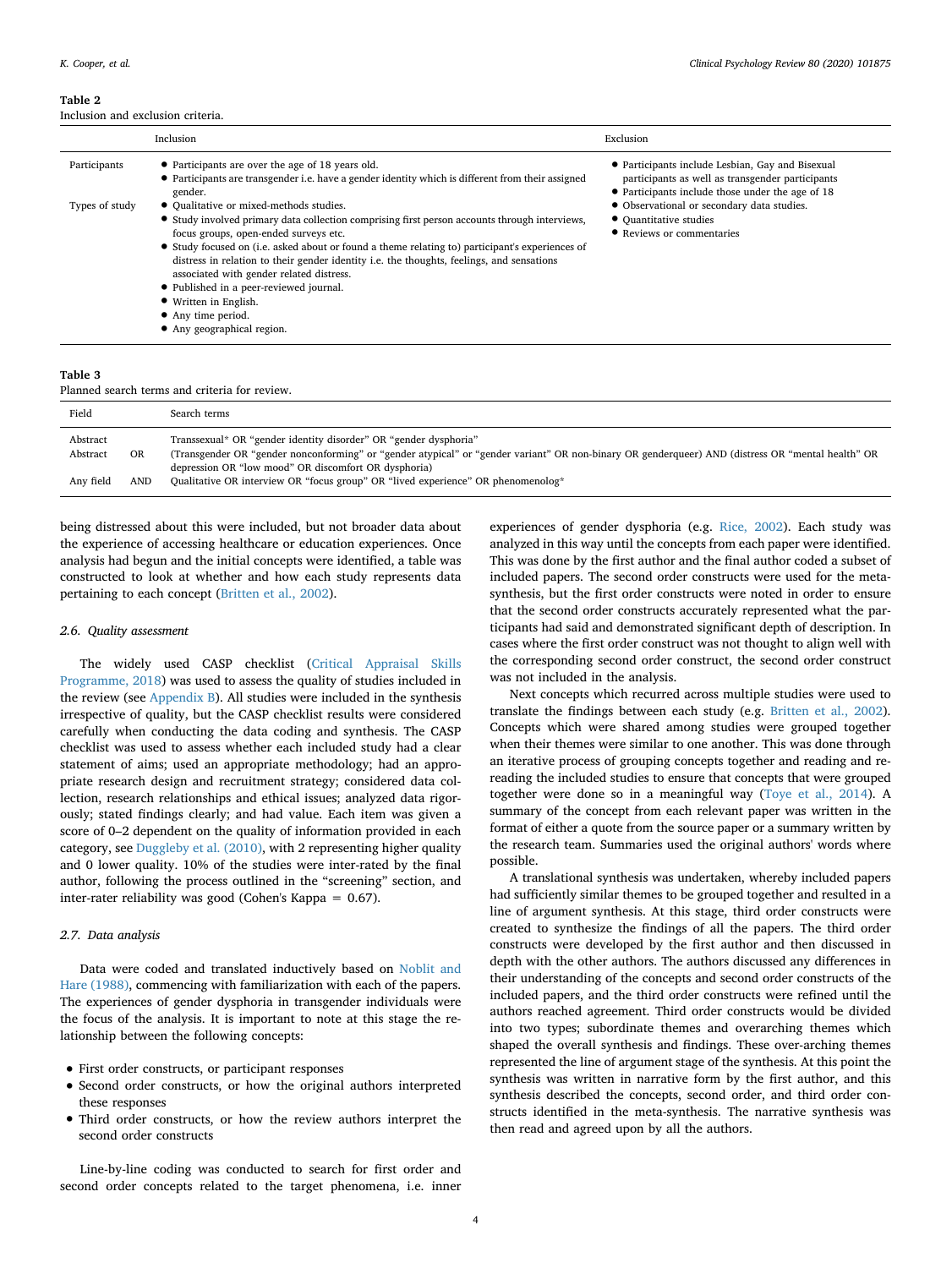**Table 2**
Inclusion and exclusion criteria.

| | Inclusion | Exclusion |
|---|---|---|
| Participants | • Participants are over the age of 18 years old.<br>• Participants are transgender i.e. have a gender identity which is different from their assigned gender. | • Participants include Lesbian, Gay and Bisexual participants as well as transgender participants<br>• Participants include those under the age of 18 |
| Types of study | • Qualitative or mixed-methods studies.<br>• Study involved primary data collection comprising first person accounts through interviews, focus groups, open-ended surveys etc.<br>• Study focused on (i.e. asked about or found a theme relating to) participant's experiences of distress in relation to their gender identity i.e. the thoughts, feelings, and sensations associated with gender related distress.<br>• Published in a peer-reviewed journal.<br>• Written in English.<br>• Any time period.<br>• Any geographical region. | • Observational or secondary data studies.<br>• Quantitative studies<br>• Reviews or commentaries |

**Table 3**
Planned search terms and criteria for review.

| Field | | Search terms |
|---|---|---|
| Abstract | | Transsexual* OR "gender identity disorder" OR "gender dysphoria" |
| Abstract | OR | (Transgender OR "gender nonconforming" or "gender atypical" or "gender variant" OR non-binary OR genderqueer) AND (distress OR "mental health" OR depression OR "low mood" OR discomfort OR dysphoria) |
| Any field | AND | Qualitative OR interview OR "focus group" OR "lived experience" OR phenomenolog* |

being distressed about this were included, but not broader data about the experience of accessing healthcare or education experiences. Once analysis had begun and the initial concepts were identified, a table was constructed to look at whether and how each study represents data pertaining to each concept (Britten et al., 2002).

### 2.6. Quality assessment

The widely used CASP checklist (Critical Appraisal Skills Programme, 2018) was used to assess the quality of studies included in the review (see Appendix B). All studies were included in the synthesis irrespective of quality, but the CASP checklist results were considered carefully when conducting the data coding and synthesis. The CASP checklist was used to assess whether each included study had a clear statement of aims; used an appropriate methodology; had an appropriate research design and recruitment strategy; considered data collection, research relationships and ethical issues; analyzed data rigorously; stated findings clearly; and had value. Each item was given a score of 0–2 dependent on the quality of information provided in each category, see Duggleby et al. (2010), with 2 representing higher quality and 0 lower quality. 10% of the studies were inter-rated by the final author, following the process outlined in the "screening" section, and inter-rater reliability was good (Cohen's Kappa = 0.67).

### 2.7. Data analysis

Data were coded and translated inductively based on Noblit and Hare (1988), commencing with familiarization with each of the papers. The experiences of gender dysphoria in transgender individuals were the focus of the analysis. It is important to note at this stage the relationship between the following concepts:

- First order constructs, or participant responses
- Second order constructs, or how the original authors interpreted these responses
- Third order constructs, or how the review authors interpret the second order constructs

Line-by-line coding was conducted to search for first order and second order concepts related to the target phenomena, i.e. inner experiences of gender dysphoria (e.g. Rice, 2002). Each study was analyzed in this way until the concepts from each paper were identified. This was done by the first author and the final author coded a subset of included papers. The second order constructs were used for the meta-synthesis, but the first order constructs were noted in order to ensure that the second order constructs accurately represented what the participants had said and demonstrated significant depth of description. In cases where the first order construct was not thought to align well with the corresponding second order construct, the second order construct was not included in the analysis.

Next concepts which recurred across multiple studies were used to translate the findings between each study (e.g. Britten et al., 2002). Concepts which were shared among studies were grouped together when their themes were similar to one another. This was done through an iterative process of grouping concepts together and reading and re-reading the included studies to ensure that concepts that were grouped together were done so in a meaningful way (Toye et al., 2014). A summary of the concept from each relevant paper was written in the format of either a quote from the source paper or a summary written by the research team. Summaries used the original authors' words where possible.

A translational synthesis was undertaken, whereby included papers had sufficiently similar themes to be grouped together and resulted in a line of argument synthesis. At this stage, third order constructs were created to synthesize the findings of all the papers. The third order constructs were developed by the first author and then discussed in depth with the other authors. The authors discussed any differences in their understanding of the concepts and second order constructs of the included papers, and the third order constructs were refined until the authors reached agreement. Third order constructs would be divided into two types; subordinate themes and overarching themes which shaped the overall synthesis and findings. These over-arching themes represented the line of argument stage of the synthesis. At this point the synthesis was written in narrative form by the first author, and this synthesis described the concepts, second order, and third order constructs identified in the meta-synthesis. The narrative synthesis was then read and agreed upon by all the authors.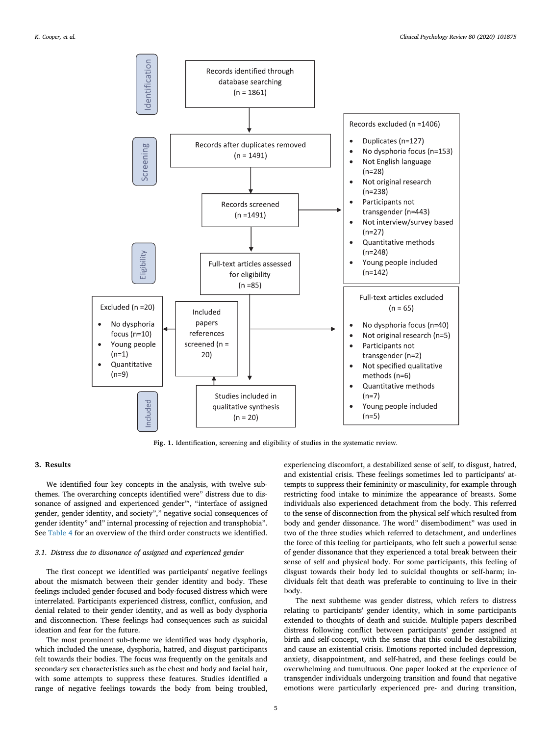**Identification**

Records identified through database searching (n = 1861)

**Screening**

Records after duplicates removed (n = 1491)

Records screened (n =1491)

Records excluded (n =1406)

- Duplicates (n=127)
- No dysphoria focus (n=153)
- Not English language (n=28)
- Not original research (n=238)
- Participants not transgender (n=443)
- Not interview/survey based (n=27)
- Quantitative methods (n=248)
- Young people included (n=142)

**Eligibility**

Full-text articles assessed for eligibility (n =85)

Full-text articles excluded (n = 65)

- No dysphoria focus (n=40)
- Not original research (n=5)
- Participants not transgender (n=2)
- Not specified qualitative methods (n=6)
- Quantitative methods (n=7)
- Young people included (n=5)

Included papers references screened (n = 20)

Excluded (n =20)

- No dysphoria focus (n=10)
- Young people (n=1)
- Quantitative (n=9)

**Included**

Studies included in qualitative synthesis (n = 20)

**Fig. 1.** Identification, screening and eligibility of studies in the systematic review.

## 3. Results

We identified four key concepts in the analysis, with twelve subthemes. The overarching concepts identified were” distress due to dissonance of assigned and experienced gender”‘, “interface of assigned gender, gender identity, and society”,” negative social consequences of gender identity” and” internal processing of rejection and transphobia”. See Table 4 for an overview of the third order constructs we identified.

### 3.1. Distress due to dissonance of assigned and experienced gender

The first concept we identified was participants' negative feelings about the mismatch between their gender identity and body. These feelings included gender-focused and body-focused distress which were interrelated. Participants experienced distress, conflict, confusion, and denial related to their gender identity, and as well as body dysphoria and disconnection. These feelings had consequences such as suicidal ideation and fear for the future.

The most prominent sub-theme we identified was body dysphoria, which included the unease, dysphoria, hatred, and disgust participants felt towards their bodies. The focus was frequently on the genitals and secondary sex characteristics such as the chest and body and facial hair, with some attempts to suppress these features. Studies identified a range of negative feelings towards the body from being troubled, experiencing discomfort, a destabilized sense of self, to disgust, hatred, and existential crisis. These feelings sometimes led to participants' attempts to suppress their femininity or masculinity, for example through restricting food intake to minimize the appearance of breasts. Some individuals also experienced detachment from the body. This referred to the sense of disconnection from the physical self which resulted from body and gender dissonance. The word” disembodiment” was used in two of the three studies which referred to detachment, and underlines the force of this feeling for participants, who felt such a powerful sense of gender dissonance that they experienced a total break between their sense of self and physical body. For some participants, this feeling of disgust towards their body led to suicidal thoughts or self-harm; individuals felt that death was preferable to continuing to live in their body.

The next subtheme was gender distress, which refers to distress relating to participants' gender identity, which in some participants extended to thoughts of death and suicide. Multiple papers described distress following conflict between participants' gender assigned at birth and self-concept, with the sense that this could be destabilizing and cause an existential crisis. Emotions reported included depression, anxiety, disappointment, and self-hatred, and these feelings could be overwhelming and tumultuous. One paper looked at the experience of transgender individuals undergoing transition and found that negative emotions were particularly experienced pre- and during transition,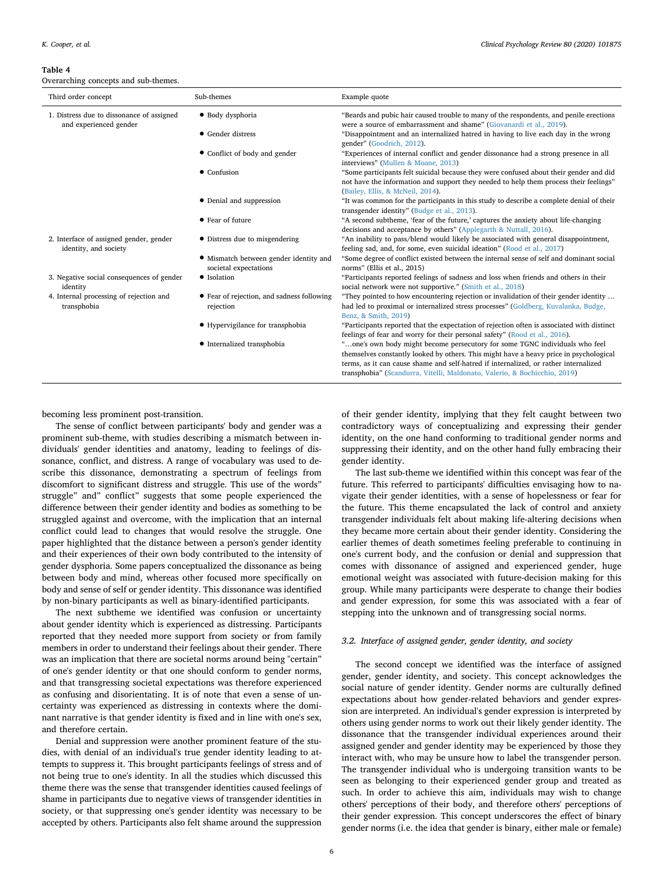**Table 4**
Overarching concepts and sub-themes.

| Third order concept | Sub-themes | Example quote |
|---|---|---|
| 1. Distress due to dissonance of assigned and experienced gender | • Body dysphoria | "Beards and pubic hair caused trouble to many of the respondents, and penile erections were a source of embarrassment and shame" (Giovanardi et al., 2019). |
| | • Gender distress | "Disappointment and an internalized hatred in having to live each day in the wrong gender" (Goodrich, 2012). |
| | • Conflict of body and gender | "Experiences of internal conflict and gender dissonance had a strong presence in all interviews" (Mullen & Moane, 2013) |
| | • Confusion | "Some participants felt suicidal because they were confused about their gender and did not have the information and support they needed to help them process their feelings" (Bailey, Ellis, & McNeil, 2014). |
| | • Denial and suppression | "It was common for the participants in this study to describe a complete denial of their transgender identity" (Budge et al., 2013). |
| | • Fear of future | "A second subtheme, 'fear of the future,' captures the anxiety about life-changing decisions and acceptance by others" (Applegarth & Nuttall, 2016). |
| 2. Interface of assigned gender, gender identity, and society | • Distress due to misgendering | "An inability to pass/blend would likely be associated with general disappointment, feeling sad, and, for some, even suicidal ideation" (Rood et al., 2017) |
| | • Mismatch between gender identity and societal expectations | "Some degree of conflict existed between the internal sense of self and dominant social norms" (Ellis et al., 2015) |
| 3. Negative social consequences of gender identity | • Isolation | "Participants reported feelings of sadness and loss when friends and others in their social network were not supportive." (Smith et al., 2018) |
| 4. Internal processing of rejection and transphobia | • Fear of rejection, and sadness following rejection | "They pointed to how encountering rejection or invalidation of their gender identity … had led to proximal or internalized stress processes" (Goldberg, Kuvalanka, Budge, Benz, & Smith, 2019) |
| | • Hypervigilance for transphobia | "Participants reported that the expectation of rejection often is associated with distinct feelings of fear and worry for their personal safety" (Rood et al., 2016). |
| | • Internalized transphobia | "…one's own body might become persecutory for some TGNC individuals who feel themselves constantly looked by others. This might have a heavy price in psychological terms, as it can cause shame and self-hatred if internalized, or rather internalized transphobia" (Scandurra, Vitelli, Maldonato, Valerio, & Bochicchio, 2019) |

becoming less prominent post-transition.

The sense of conflict between participants' body and gender was a prominent sub-theme, with studies describing a mismatch between individuals' gender identities and anatomy, leading to feelings of dissonance, conflict, and distress. A range of vocabulary was used to describe this dissonance, demonstrating a spectrum of feelings from discomfort to significant distress and struggle. This use of the words" struggle" and" conflict" suggests that some people experienced the difference between their gender identity and bodies as something to be struggled against and overcome, with the implication that an internal conflict could lead to changes that would resolve the struggle. One paper highlighted that the distance between a person's gender identity and their experiences of their own body contributed to the intensity of gender dysphoria. Some papers conceptualized the dissonance as being between body and mind, whereas other focused more specifically on body and sense of self or gender identity. This dissonance was identified by non-binary participants as well as binary-identified participants.

The next subtheme we identified was confusion or uncertainty about gender identity which is experienced as distressing. Participants reported that they needed more support from society or from family members in order to understand their feelings about their gender. There was an implication that there are societal norms around being "certain" of one's gender identity or that one should conform to gender norms, and that transgressing societal expectations was therefore experienced as confusing and disorientating. It is of note that even a sense of uncertainty was experienced as distressing in contexts where the dominant narrative is that gender identity is fixed and in line with one's sex, and therefore certain.

Denial and suppression were another prominent feature of the studies, with denial of an individual's true gender identity leading to attempts to suppress it. This brought participants feelings of stress and of not being true to one's identity. In all the studies which discussed this theme there was the sense that transgender identities caused feelings of shame in participants due to negative views of transgender identities in society, or that suppressing one's gender identity was necessary to be accepted by others. Participants also felt shame around the suppression of their gender identity, implying that they felt caught between two contradictory ways of conceptualizing and expressing their gender identity, on the one hand conforming to traditional gender norms and suppressing their identity, and on the other hand fully embracing their gender identity.

The last sub-theme we identified within this concept was fear of the future. This referred to participants' difficulties envisaging how to navigate their gender identities, with a sense of hopelessness or fear for the future. This theme encapsulated the lack of control and anxiety transgender individuals felt about making life-altering decisions when they became more certain about their gender identity. Considering the earlier themes of death sometimes feeling preferable to continuing in one's current body, and the confusion or denial and suppression that comes with dissonance of assigned and experienced gender, huge emotional weight was associated with future-decision making for this group. While many participants were desperate to change their bodies and gender expression, for some this was associated with a fear of stepping into the unknown and of transgressing social norms.

### 3.2. Interface of assigned gender, gender identity, and society

The second concept we identified was the interface of assigned gender, gender identity, and society. This concept acknowledges the social nature of gender identity. Gender norms are culturally defined expectations about how gender-related behaviors and gender expression are interpreted. An individual's gender expression is interpreted by others using gender norms to work out their likely gender identity. The dissonance that the transgender individual experiences around their assigned gender and gender identity may be experienced by those they interact with, who may be unsure how to label the transgender person. The transgender individual who is undergoing transition wants to be seen as belonging to their experienced gender group and treated as such. In order to achieve this aim, individuals may wish to change others' perceptions of their body, and therefore others' perceptions of their gender expression. This concept underscores the effect of binary gender norms (i.e. the idea that gender is binary, either male or female)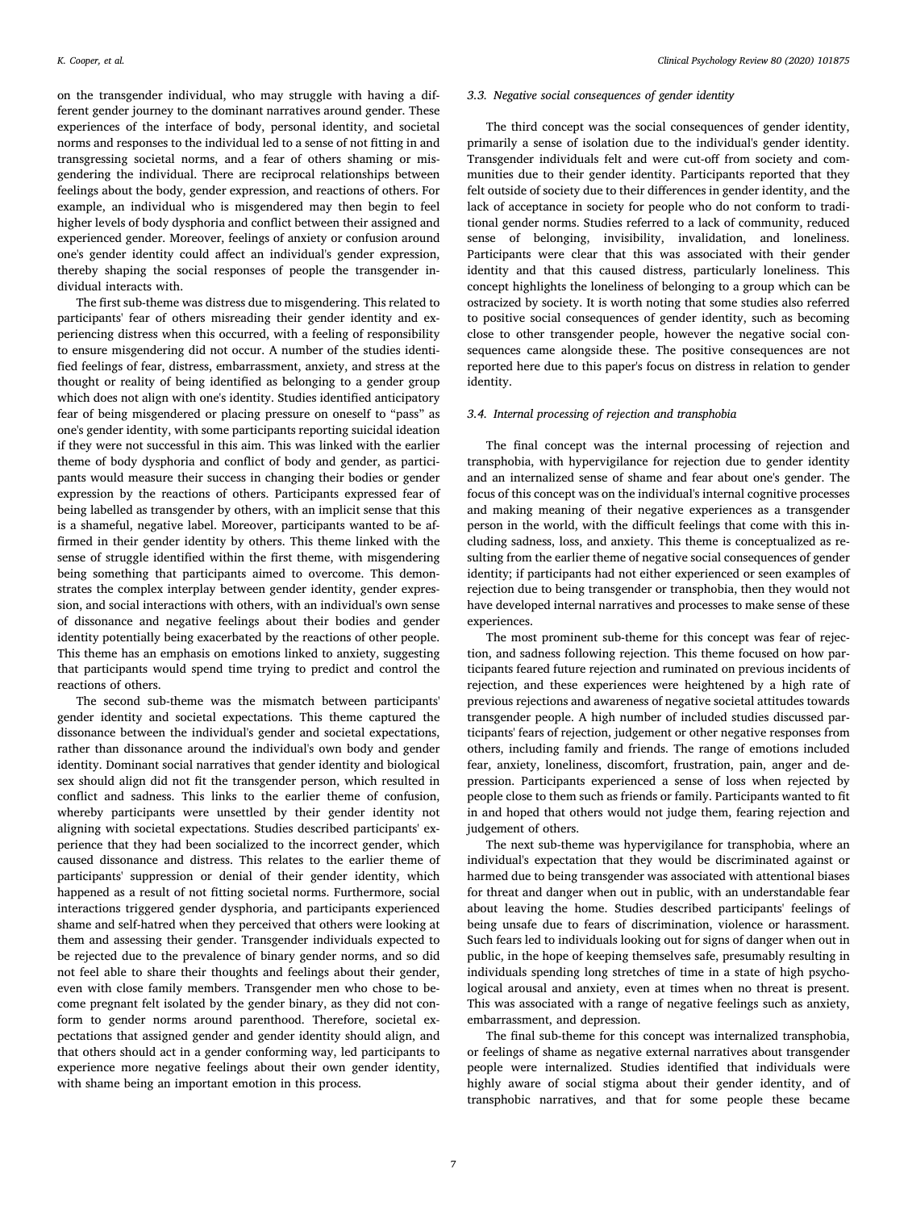on the transgender individual, who may struggle with having a different gender journey to the dominant narratives around gender. These experiences of the interface of body, personal identity, and societal norms and responses to the individual led to a sense of not fitting in and transgressing societal norms, and a fear of others shaming or misgendering the individual. There are reciprocal relationships between feelings about the body, gender expression, and reactions of others. For example, an individual who is misgendered may then begin to feel higher levels of body dysphoria and conflict between their assigned and experienced gender. Moreover, feelings of anxiety or confusion around one's gender identity could affect an individual's gender expression, thereby shaping the social responses of people the transgender individual interacts with.

The first sub-theme was distress due to misgendering. This related to participants' fear of others misreading their gender identity and experiencing distress when this occurred, with a feeling of responsibility to ensure misgendering did not occur. A number of the studies identified feelings of fear, distress, embarrassment, anxiety, and stress at the thought or reality of being identified as belonging to a gender group which does not align with one's identity. Studies identified anticipatory fear of being misgendered or placing pressure on oneself to "pass" as one's gender identity, with some participants reporting suicidal ideation if they were not successful in this aim. This was linked with the earlier theme of body dysphoria and conflict of body and gender, as participants would measure their success in changing their bodies or gender expression by the reactions of others. Participants expressed fear of being labelled as transgender by others, with an implicit sense that this is a shameful, negative label. Moreover, participants wanted to be affirmed in their gender identity by others. This theme linked with the sense of struggle identified within the first theme, with misgendering being something that participants aimed to overcome. This demonstrates the complex interplay between gender identity, gender expression, and social interactions with others, with an individual's own sense of dissonance and negative feelings about their bodies and gender identity potentially being exacerbated by the reactions of other people. This theme has an emphasis on emotions linked to anxiety, suggesting that participants would spend time trying to predict and control the reactions of others.

The second sub-theme was the mismatch between participants' gender identity and societal expectations. This theme captured the dissonance between the individual's gender and societal expectations, rather than dissonance around the individual's own body and gender identity. Dominant social narratives that gender identity and biological sex should align did not fit the transgender person, which resulted in conflict and sadness. This links to the earlier theme of confusion, whereby participants were unsettled by their gender identity not aligning with societal expectations. Studies described participants' experience that they had been socialized to the incorrect gender, which caused dissonance and distress. This relates to the earlier theme of participants' suppression or denial of their gender identity, which happened as a result of not fitting societal norms. Furthermore, social interactions triggered gender dysphoria, and participants experienced shame and self-hatred when they perceived that others were looking at them and assessing their gender. Transgender individuals expected to be rejected due to the prevalence of binary gender norms, and so did not feel able to share their thoughts and feelings about their gender, even with close family members. Transgender men who chose to become pregnant felt isolated by the gender binary, as they did not conform to gender norms around parenthood. Therefore, societal expectations that assigned gender and gender identity should align, and that others should act in a gender conforming way, led participants to experience more negative feelings about their own gender identity, with shame being an important emotion in this process.

### 3.3. Negative social consequences of gender identity

The third concept was the social consequences of gender identity, primarily a sense of isolation due to the individual's gender identity. Transgender individuals felt and were cut-off from society and communities due to their gender identity. Participants reported that they felt outside of society due to their differences in gender identity, and the lack of acceptance in society for people who do not conform to traditional gender norms. Studies referred to a lack of community, reduced sense of belonging, invisibility, invalidation, and loneliness. Participants were clear that this was associated with their gender identity and that this caused distress, particularly loneliness. This concept highlights the loneliness of belonging to a group which can be ostracized by society. It is worth noting that some studies also referred to positive social consequences of gender identity, such as becoming close to other transgender people, however the negative social consequences came alongside these. The positive consequences are not reported here due to this paper's focus on distress in relation to gender identity.

### 3.4. Internal processing of rejection and transphobia

The final concept was the internal processing of rejection and transphobia, with hypervigilance for rejection due to gender identity and an internalized sense of shame and fear about one's gender. The focus of this concept was on the individual's internal cognitive processes and making meaning of their negative experiences as a transgender person in the world, with the difficult feelings that come with this including sadness, loss, and anxiety. This theme is conceptualized as resulting from the earlier theme of negative social consequences of gender identity; if participants had not either experienced or seen examples of rejection due to being transgender or transphobia, then they would not have developed internal narratives and processes to make sense of these experiences.

The most prominent sub-theme for this concept was fear of rejection, and sadness following rejection. This theme focused on how participants feared future rejection and ruminated on previous incidents of rejection, and these experiences were heightened by a high rate of previous rejections and awareness of negative societal attitudes towards transgender people. A high number of included studies discussed participants' fears of rejection, judgement or other negative responses from others, including family and friends. The range of emotions included fear, anxiety, loneliness, discomfort, frustration, pain, anger and depression. Participants experienced a sense of loss when rejected by people close to them such as friends or family. Participants wanted to fit in and hoped that others would not judge them, fearing rejection and judgement of others.

The next sub-theme was hypervigilance for transphobia, where an individual's expectation that they would be discriminated against or harmed due to being transgender was associated with attentional biases for threat and danger when out in public, with an understandable fear about leaving the home. Studies described participants' feelings of being unsafe due to fears of discrimination, violence or harassment. Such fears led to individuals looking out for signs of danger when out in public, in the hope of keeping themselves safe, presumably resulting in individuals spending long stretches of time in a state of high psychological arousal and anxiety, even at times when no threat is present. This was associated with a range of negative feelings such as anxiety, embarrassment, and depression.

The final sub-theme for this concept was internalized transphobia, or feelings of shame as negative external narratives about transgender people were internalized. Studies identified that individuals were highly aware of social stigma about their gender identity, and of transphobic narratives, and that for some people these became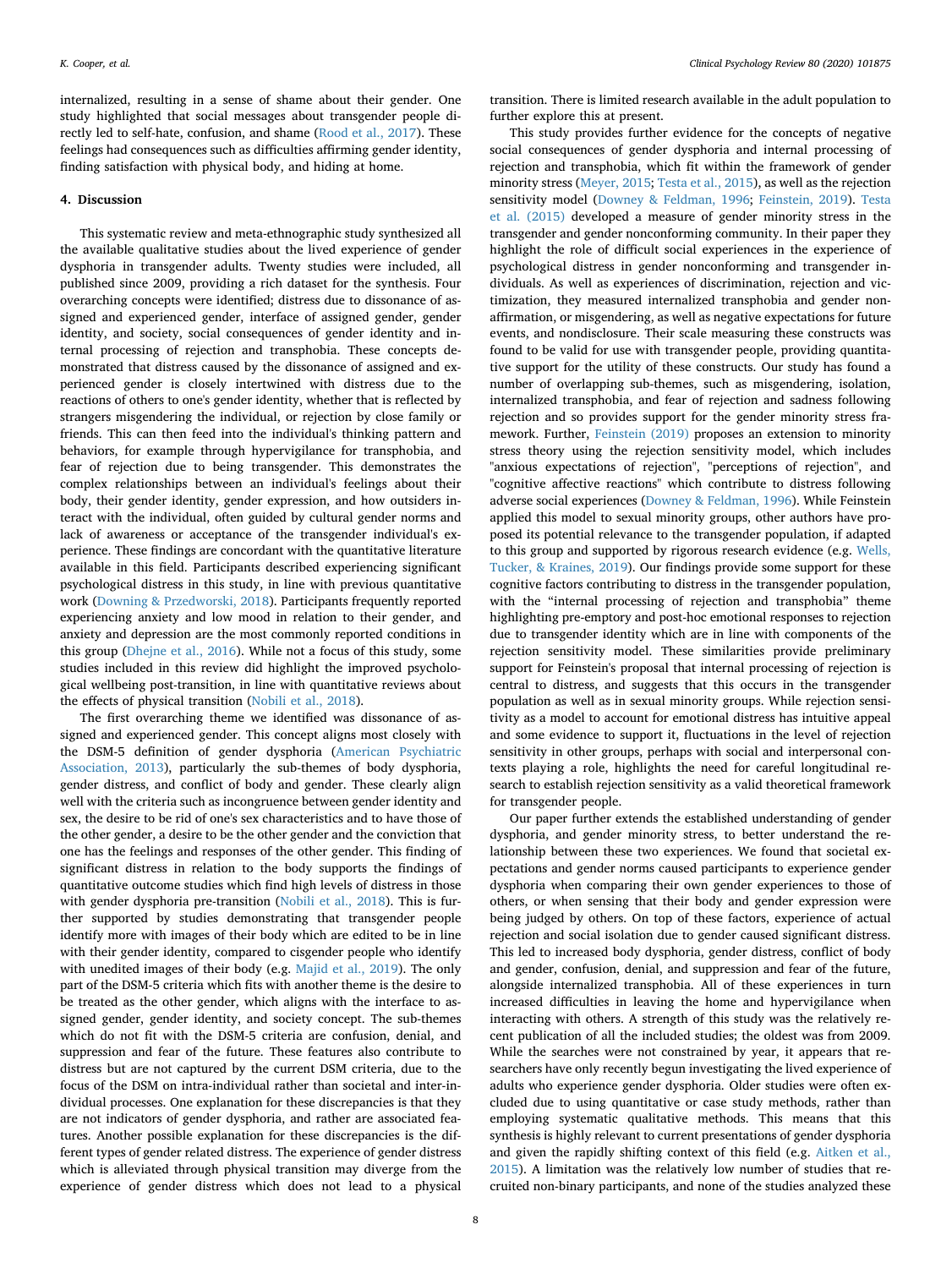internalized, resulting in a sense of shame about their gender. One study highlighted that social messages about transgender people directly led to self-hate, confusion, and shame (Rood et al., 2017). These feelings had consequences such as difficulties affirming gender identity, finding satisfaction with physical body, and hiding at home.

## 4. Discussion

This systematic review and meta-ethnographic study synthesized all the available qualitative studies about the lived experience of gender dysphoria in transgender adults. Twenty studies were included, all published since 2009, providing a rich dataset for the synthesis. Four overarching concepts were identified; distress due to dissonance of assigned and experienced gender, interface of assigned gender, gender identity, and society, social consequences of gender identity and internal processing of rejection and transphobia. These concepts demonstrated that distress caused by the dissonance of assigned and experienced gender is closely intertwined with distress due to the reactions of others to one's gender identity, whether that is reflected by strangers misgendering the individual, or rejection by close family or friends. This can then feed into the individual's thinking pattern and behaviors, for example through hypervigilance for transphobia, and fear of rejection due to being transgender. This demonstrates the complex relationships between an individual's feelings about their body, their gender identity, gender expression, and how outsiders interact with the individual, often guided by cultural gender norms and lack of awareness or acceptance of the transgender individual's experience. These findings are concordant with the quantitative literature available in this field. Participants described experiencing significant psychological distress in this study, in line with previous quantitative work (Downing & Przedworski, 2018). Participants frequently reported experiencing anxiety and low mood in relation to their gender, and anxiety and depression are the most commonly reported conditions in this group (Dhejne et al., 2016). While not a focus of this study, some studies included in this review did highlight the improved psychological wellbeing post-transition, in line with quantitative reviews about the effects of physical transition (Nobili et al., 2018).

The first overarching theme we identified was dissonance of assigned and experienced gender. This concept aligns most closely with the DSM-5 definition of gender dysphoria (American Psychiatric Association, 2013), particularly the sub-themes of body dysphoria, gender distress, and conflict of body and gender. These clearly align well with the criteria such as incongruence between gender identity and sex, the desire to be rid of one's sex characteristics and to have those of the other gender, a desire to be the other gender and the conviction that one has the feelings and responses of the other gender. This finding of significant distress in relation to the body supports the findings of quantitative outcome studies which find high levels of distress in those with gender dysphoria pre-transition (Nobili et al., 2018). This is further supported by studies demonstrating that transgender people identify more with images of their body which are edited to be in line with their gender identity, compared to cisgender people who identify with unedited images of their body (e.g. Majid et al., 2019). The only part of the DSM-5 criteria which fits with another theme is the desire to be treated as the other gender, which aligns with the interface to assigned gender, gender identity, and society concept. The sub-themes which do not fit with the DSM-5 criteria are confusion, denial, and suppression and fear of the future. These features also contribute to distress but are not captured by the current DSM criteria, due to the focus of the DSM on intra-individual rather than societal and inter-individual processes. One explanation for these discrepancies is that they are not indicators of gender dysphoria, and rather are associated features. Another possible explanation for these discrepancies is the different types of gender related distress. The experience of gender distress which is alleviated through physical transition may diverge from the experience of gender distress which does not lead to a physical transition. There is limited research available in the adult population to further explore this at present.

This study provides further evidence for the concepts of negative social consequences of gender dysphoria and internal processing of rejection and transphobia, which fit within the framework of gender minority stress (Meyer, 2015; Testa et al., 2015), as well as the rejection sensitivity model (Downey & Feldman, 1996; Feinstein, 2019). Testa et al. (2015) developed a measure of gender minority stress in the transgender and gender nonconforming community. In their paper they highlight the role of difficult social experiences in the experience of psychological distress in gender nonconforming and transgender individuals. As well as experiences of discrimination, rejection and victimization, they measured internalized transphobia and gender non-affirmation, or misgendering, as well as negative expectations for future events, and nondisclosure. Their scale measuring these constructs was found to be valid for use with transgender people, providing quantitative support for the utility of these constructs. Our study has found a number of overlapping sub-themes, such as misgendering, isolation, internalized transphobia, and fear of rejection and sadness following rejection and so provides support for the gender minority stress framework. Further, Feinstein (2019) proposes an extension to minority stress theory using the rejection sensitivity model, which includes "anxious expectations of rejection", "perceptions of rejection", and "cognitive affective reactions" which contribute to distress following adverse social experiences (Downey & Feldman, 1996). While Feinstein applied this model to sexual minority groups, other authors have proposed its potential relevance to the transgender population, if adapted to this group and supported by rigorous research evidence (e.g. Wells, Tucker, & Kraines, 2019). Our findings provide some support for these cognitive factors contributing to distress in the transgender population, with the "internal processing of rejection and transphobia" theme highlighting pre-emptory and post-hoc emotional responses to rejection due to transgender identity which are in line with components of the rejection sensitivity model. These similarities provide preliminary support for Feinstein's proposal that internal processing of rejection is central to distress, and suggests that this occurs in the transgender population as well as in sexual minority groups. While rejection sensitivity as a model to account for emotional distress has intuitive appeal and some evidence to support it, fluctuations in the level of rejection sensitivity in other groups, perhaps with social and interpersonal contexts playing a role, highlights the need for careful longitudinal research to establish rejection sensitivity as a valid theoretical framework for transgender people.

Our paper further extends the established understanding of gender dysphoria, and gender minority stress, to better understand the relationship between these two experiences. We found that societal expectations and gender norms caused participants to experience gender dysphoria when comparing their own gender experiences to those of others, or when sensing that their body and gender expression were being judged by others. On top of these factors, experience of actual rejection and social isolation due to gender caused significant distress. This led to increased body dysphoria, gender distress, conflict of body and gender, confusion, denial, and suppression and fear of the future, alongside internalized transphobia. All of these experiences in turn increased difficulties in leaving the home and hypervigilance when interacting with others. A strength of this study was the relatively recent publication of all the included studies; the oldest was from 2009. While the searches were not constrained by year, it appears that researchers have only recently begun investigating the lived experience of adults who experience gender dysphoria. Older studies were often excluded due to using quantitative or case study methods, rather than employing systematic qualitative methods. This means that this synthesis is highly relevant to current presentations of gender dysphoria and given the rapidly shifting context of this field (e.g. Aitken et al., 2015). A limitation was the relatively low number of studies that recruited non-binary participants, and none of the studies analyzed these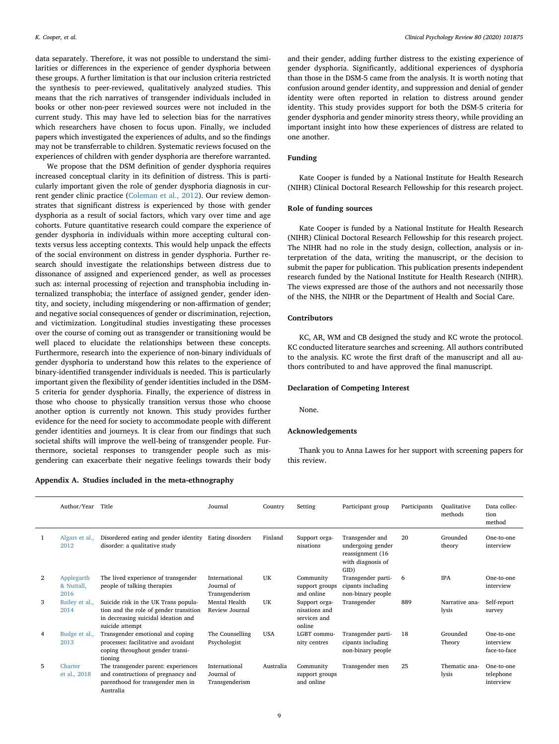data separately. Therefore, it was not possible to understand the similarities or differences in the experience of gender dysphoria between these groups. A further limitation is that our inclusion criteria restricted the synthesis to peer-reviewed, qualitatively analyzed studies. This means that the rich narratives of transgender individuals included in books or other non-peer reviewed sources were not included in the current study. This may have led to selection bias for the narratives which researchers have chosen to focus upon. Finally, we included papers which investigated the experiences of adults, and so the findings may not be transferrable to children. Systematic reviews focused on the experiences of children with gender dysphoria are therefore warranted.

We propose that the DSM definition of gender dysphoria requires increased conceptual clarity in its definition of distress. This is particularly important given the role of gender dysphoria diagnosis in current gender clinic practice (Coleman et al., 2012). Our review demonstrates that significant distress is experienced by those with gender dysphoria as a result of social factors, which vary over time and age cohorts. Future quantitative research could compare the experience of gender dysphoria in individuals within more accepting cultural contexts versus less accepting contexts. This would help unpack the effects of the social environment on distress in gender dysphoria. Further research should investigate the relationships between distress due to dissonance of assigned and experienced gender, as well as processes such as: internal processing of rejection and transphobia including internalized transphobia; the interface of assigned gender, gender identity, and society, including misgendering or non-affirmation of gender; and negative social consequences of gender or discrimination, rejection, and victimization. Longitudinal studies investigating these processes over the course of coming out as transgender or transitioning would be well placed to elucidate the relationships between these concepts. Furthermore, research into the experience of non-binary individuals of gender dysphoria to understand how this relates to the experience of binary-identified transgender individuals is needed. This is particularly important given the flexibility of gender identities included in the DSM-5 criteria for gender dysphoria. Finally, the experience of distress in those who choose to physically transition versus those who choose another option is currently not known. This study provides further evidence for the need for society to accommodate people with different gender identities and journeys. It is clear from our findings that such societal shifts will improve the well-being of transgender people. Furthermore, societal responses to transgender people such as misgendering can exacerbate their negative feelings towards their body and their gender, adding further distress to the existing experience of gender dysphoria. Significantly, additional experiences of dysphoria than those in the DSM-5 came from the analysis. It is worth noting that confusion around gender identity, and suppression and denial of gender identity were often reported in relation to distress around gender identity. This study provides support for both the DSM-5 criteria for gender dysphoria and gender minority stress theory, while providing an important insight into how these experiences of distress are related to one another.

## Funding

Kate Cooper is funded by a National Institute for Health Research (NIHR) Clinical Doctoral Research Fellowship for this research project.

## Role of funding sources

Kate Cooper is funded by a National Institute for Health Research (NIHR) Clinical Doctoral Research Fellowship for this research project. The NIHR had no role in the study design, collection, analysis or interpretation of the data, writing the manuscript, or the decision to submit the paper for publication. This publication presents independent research funded by the National Institute for Health Research (NIHR). The views expressed are those of the authors and not necessarily those of the NHS, the NIHR or the Department of Health and Social Care.

## Contributors

KC, AR, WM and CB designed the study and KC wrote the protocol. KC conducted literature searches and screening. All authors contributed to the analysis. KC wrote the first draft of the manuscript and all authors contributed to and have approved the final manuscript.

## Declaration of Competing Interest

None.

## Acknowledgements

Thank you to Anna Lawes for her support with screening papers for this review.

## Appendix A. Studies included in the meta-ethnography

| | Author/Year | Title | Journal | Country | Setting | Participant group | Participants | Qualitative methods | Data collection method |
|---|---|---|---|---|---|---|---|---|---|
| 1 | Algars et al., 2012 | Disordered eating and gender identity disorder: a qualitative study | Eating disorders | Finland | Support organisations | Transgender and undergoing gender reassignment (16 with diagnosis of GID) | 20 | Grounded theory | One-to-one interview |
| 2 | Applegarth & Nuttall, 2016 | The lived experience of transgender people of talking therapies | International Journal of Transgenderism | UK | Community support groups and online | Transgender participants including non-binary people | 6 | IPA | One-to-one interview |
| 3 | Bailey et al., 2014 | Suicide risk in the UK Trans population and the role of gender transition in decreasing suicidal ideation and suicide attempt | Mental Health Review Journal | UK | Support organisations and services and online | Transgender | 889 | Narrative analysis | Self-report survey |
| 4 | Budge et al., 2013 | Transgender emotional and coping processes: facilitative and avoidant coping throughout gender transitioning | The Counselling Psychologist | USA | LGBT community centres | Transgender participants including non-binary people | 18 | Grounded Theory | One-to-one interview face-to-face |
| 5 | Charter et al., 2018 | The transgender parent: experiences and constructions of pregnancy and parenthood for transgender men in Australia | International Journal of Transgenderism | Australia | Community support groups and online | Transgender men | 25 | Thematic analysis | One-to-one telephone interview |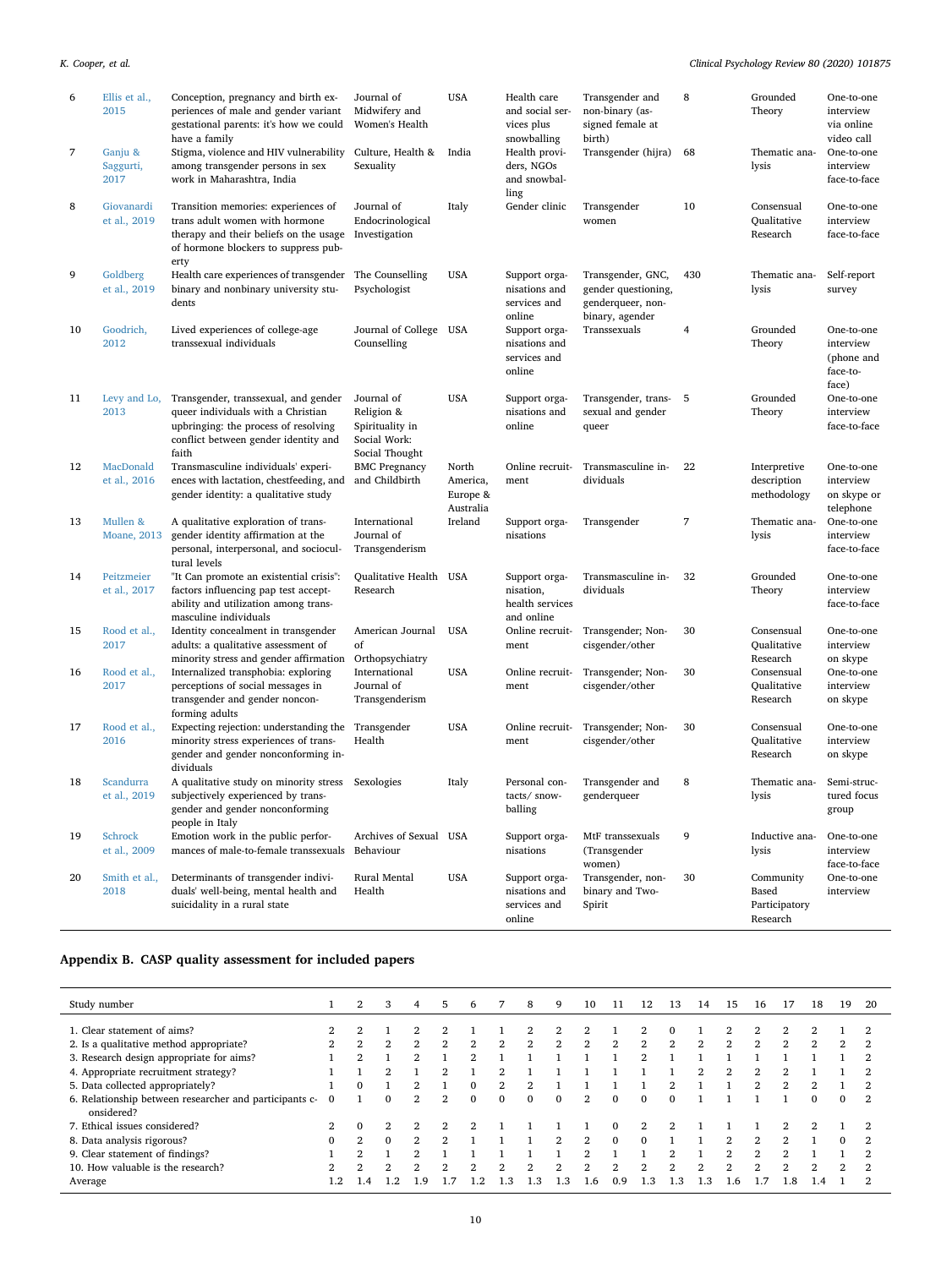| | | | | | | | | | |
|---|---|---|---|---|---|---|---|---|---|
| 6 | Ellis et al., 2015 | Conception, pregnancy and birth experiences of male and gender variant gestational parents: it's how we could have a family | Journal of Midwifery and Women's Health | USA | Health care and social services plus snowballing | Transgender and non-binary (assigned female at birth) | 8 | Grounded Theory | One-to-one interview via online video call |
| 7 | Ganju & Saggurti, 2017 | Stigma, violence and HIV vulnerability among transgender persons in sex work in Maharashtra, India | Culture, Health & Sexuality | India | Health providers, NGOs and snowballing | Transgender (hijra) | 68 | Thematic analysis | One-to-one interview face-to-face |
| 8 | Giovanardi et al., 2019 | Transition memories: experiences of trans adult women with hormone therapy and their beliefs on the usage of hormone blockers to suppress puberty | Journal of Endocrinological Investigation | Italy | Gender clinic | Transgender women | 10 | Consensual Qualitative Research | One-to-one interview face-to-face |
| 9 | Goldberg et al., 2019 | Health care experiences of transgender binary and nonbinary university students | The Counselling Psychologist | USA | Support organisations and services and online | Transgender, GNC, gender questioning, genderqueer, non-binary, agender | 430 | Thematic analysis | Self-report survey |
| 10 | Goodrich, 2012 | Lived experiences of college-age transsexual individuals | Journal of College Counselling | USA | Support organisations and services and online | Transsexuals | 4 | Grounded Theory | One-to-one interview (phone and face-to-face) |
| 11 | Levy and Lo, 2013 | Transgender, transsexual, and gender queer individuals with a Christian upbringing: the process of resolving conflict between gender identity and faith | Journal of Religion & Spirituality in Social Work: Social Thought | USA | Support organisations and online | Transgender, transsexual and gender queer | 5 | Grounded Theory | One-to-one interview face-to-face |
| 12 | MacDonald et al., 2016 | Transmasculine individuals' experiences with lactation, chestfeeding, and gender identity: a qualitative study | BMC Pregnancy and Childbirth | North America, Europe & Australia | Online recruitment | Transmasculine individuals | 22 | Interpretive description methodology | One-to-one interview on skype or telephone |
| 13 | Mullen & Moane, 2013 | A qualitative exploration of transgender identity affirmation at the personal, interpersonal, and sociocultural levels | International Journal of Transgenderism | Ireland | Support organisations | Transgender | 7 | Thematic analysis | One-to-one interview face-to-face |
| 14 | Peitzmeier et al., 2017 | "It Can promote an existential crisis": factors influencing pap test acceptability and utilization among transmasculine individuals | Qualitative Health Research | USA | Support organisation, health services and online | Transmasculine individuals | 32 | Grounded Theory | One-to-one interview face-to-face |
| 15 | Rood et al., 2017 | Identity concealment in transgender adults: a qualitative assessment of minority stress and gender affirmation | American Journal of Orthopsychiatry | USA | Online recruitment | Transgender; Non-cisgender/other | 30 | Consensual Qualitative Research | One-to-one interview on skype |
| 16 | Rood et al., 2017 | Internalized transphobia: exploring perceptions of social messages in transgender and gender nonconforming adults | International Journal of Transgenderism | USA | Online recruitment | Transgender; Non-cisgender/other | 30 | Consensual Qualitative Research | One-to-one interview on skype |
| 17 | Rood et al., 2016 | Expecting rejection: understanding the minority stress experiences of transgender and gender nonconforming individuals | Transgender Health | USA | Online recruitment | Transgender; Non-cisgender/other | 30 | Consensual Qualitative Research | One-to-one interview on skype |
| 18 | Scandurra et al., 2019 | A qualitative study on minority stress subjectively experienced by transgender and gender nonconforming people in Italy | Sexologies | Italy | Personal contacts/ snowballing | Transgender and genderqueer | 8 | Thematic analysis | Semi-structured focus group |
| 19 | Schrock et al., 2009 | Emotion work in the public performances of male-to-female transsexuals | Archives of Sexual Behaviour | USA | Support organisations | MtF transsexuals (Transgender women) | 9 | Inductive analysis | One-to-one interview face-to-face |
| 20 | Smith et al., 2018 | Determinants of transgender individuals' well-being, mental health and suicidality in a rural state | Rural Mental Health | USA | Support organisations and services and online | Transgender, non-binary and Two-Spirit | 30 | Community Based Participatory Research | One-to-one interview |

## Appendix B. CASP quality assessment for included papers

| Study number | 1 | 2 | 3 | 4 | 5 | 6 | 7 | 8 | 9 | 10 | 11 | 12 | 13 | 14 | 15 | 16 | 17 | 18 | 19 | 20 |
|---|---|---|---|---|---|---|---|---|---|---|---|---|---|---|---|---|---|---|---|---|
| 1. Clear statement of aims? | 2 | 2 | 1 | 2 | 2 | 1 | 1 | 2 | 2 | 2 | 1 | 2 | 0 | 1 | 2 | 2 | 2 | 2 | 1 | 2 |
| 2. Is a qualitative method appropriate? | 2 | 2 | 2 | 2 | 2 | 2 | 2 | 2 | 2 | 2 | 2 | 2 | 2 | 2 | 2 | 2 | 2 | 2 | 2 | 2 |
| 3. Research design appropriate for aims? | 1 | 2 | 1 | 2 | 1 | 2 | 1 | 1 | 1 | 1 | 1 | 2 | 1 | 1 | 1 | 1 | 1 | 1 | 1 | 2 |
| 4. Appropriate recruitment strategy? | 1 | 1 | 2 | 1 | 2 | 1 | 2 | 1 | 1 | 1 | 1 | 1 | 1 | 2 | 2 | 2 | 2 | 1 | 1 | 2 |
| 5. Data collected appropriately? | 1 | 0 | 1 | 2 | 1 | 0 | 2 | 2 | 1 | 1 | 1 | 1 | 2 | 1 | 1 | 2 | 2 | 2 | 1 | 2 |
| 6. Relationship between researcher and participants considered? | 0 | 1 | 0 | 2 | 2 | 0 | 0 | 0 | 0 | 2 | 0 | 0 | 0 | 1 | 1 | 1 | 1 | 0 | 0 | 2 |
| 7. Ethical issues considered? | 2 | 0 | 2 | 2 | 2 | 2 | 1 | 1 | 1 | 1 | 0 | 2 | 2 | 1 | 1 | 1 | 2 | 2 | 1 | 2 |
| 8. Data analysis rigorous? | 0 | 2 | 0 | 2 | 2 | 1 | 1 | 1 | 2 | 2 | 0 | 0 | 1 | 1 | 2 | 2 | 2 | 1 | 0 | 2 |
| 9. Clear statement of findings? | 1 | 2 | 1 | 2 | 1 | 1 | 1 | 1 | 1 | 2 | 1 | 1 | 2 | 1 | 2 | 2 | 2 | 1 | 1 | 2 |
| 10. How valuable is the research? | 2 | 2 | 2 | 2 | 2 | 2 | 2 | 2 | 2 | 2 | 2 | 2 | 2 | 2 | 2 | 2 | 2 | 2 | 2 | 2 |
| Average | 1.2 | 1.4 | 1.2 | 1.9 | 1.7 | 1.2 | 1.3 | 1.3 | 1.3 | 1.6 | 0.9 | 1.3 | 1.3 | 1.3 | 1.6 | 1.7 | 1.8 | 1.4 | 1 | 2 |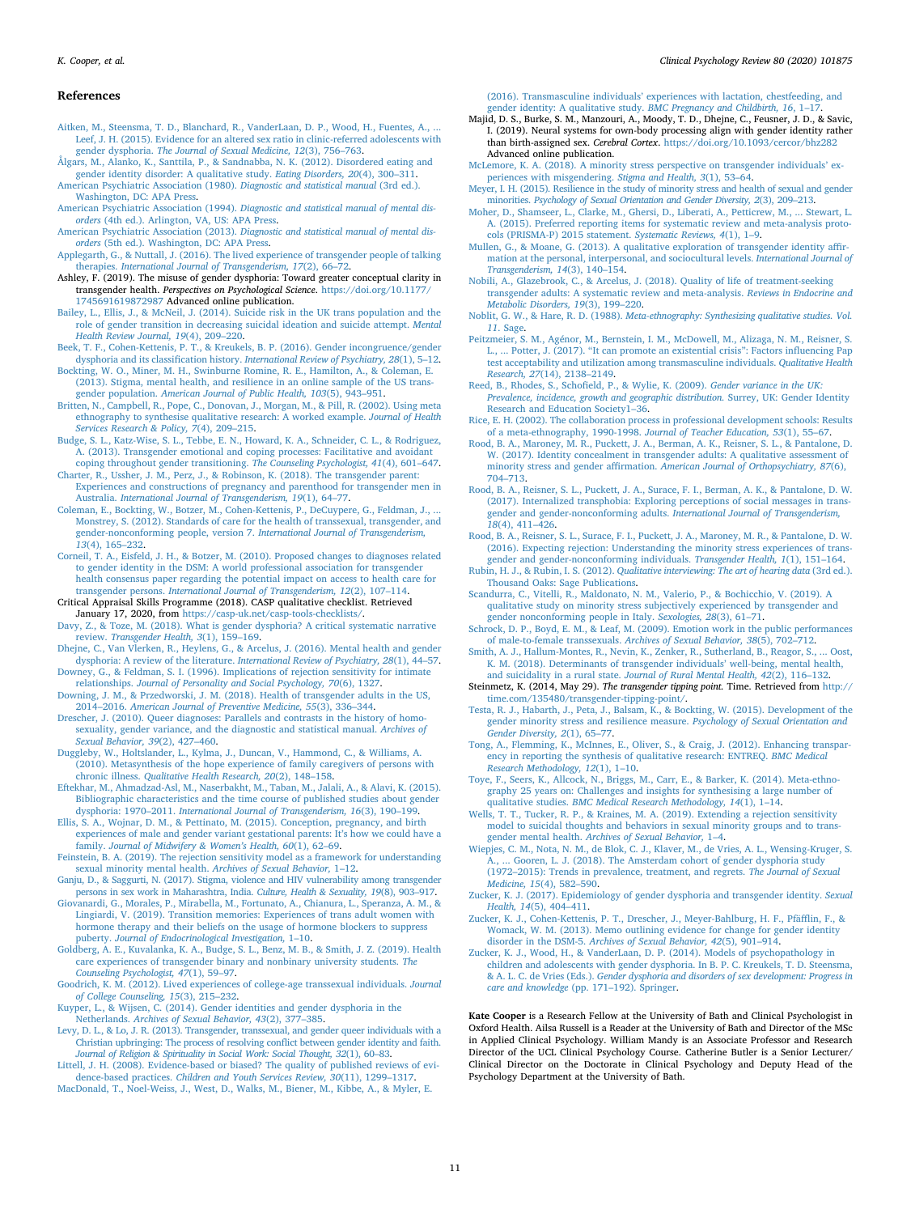## References

Aitken, M., Steensma, T. D., Blanchard, R., VanderLaan, D. P., Wood, H., Fuentes, A., ... Leef, J. H. (2015). Evidence for an altered sex ratio in clinic-referred adolescents with gender dysphoria. *The Journal of Sexual Medicine, 12*(3), 756–763.

Ålgars, M., Alanko, K., Santtila, P., & Sandnabba, N. K. (2012). Disordered eating and gender identity disorder: A qualitative study. *Eating Disorders, 20*(4), 300–311.

American Psychiatric Association (1980). *Diagnostic and statistical manual* (3rd ed.). Washington, DC: APA Press.

American Psychiatric Association (1994). *Diagnostic and statistical manual of mental disorders* (4th ed.). Arlington, VA, US: APA Press.

American Psychiatric Association (2013). *Diagnostic and statistical manual of mental disorders* (5th ed.). Washington, DC: APA Press.

Applegarth, G., & Nuttall, J. (2016). The lived experience of transgender people of talking therapies. *International Journal of Transgenderism, 17*(2), 66–72.

Ashley, F. (2019). The misuse of gender dysphoria: Toward greater conceptual clarity in transgender health. *Perspectives on Psychological Science*. https://doi.org/10.1177/1745691619872987 Advanced online publication.

Bailey, L., Ellis, J., & McNeil, J. (2014). Suicide risk in the UK trans population and the role of gender transition in decreasing suicidal ideation and suicide attempt. *Mental Health Review Journal, 19*(4), 209–220.

Beek, T. F., Cohen-Kettenis, P. T., & Kreukels, B. P. (2016). Gender incongruence/gender dysphoria and its classification history. *International Review of Psychiatry, 28*(1), 5–12.

Bockting, W. O., Miner, M. H., Swinburne Romine, R. E., Hamilton, A., & Coleman, E. (2013). Stigma, mental health, and resilience in an online sample of the US transgender population. *American Journal of Public Health, 103*(5), 943–951.

Britten, N., Campbell, R., Pope, C., Donovan, J., Morgan, M., & Pill, R. (2002). Using meta ethnography to synthesise qualitative research: A worked example. *Journal of Health Services Research & Policy, 7*(4), 209–215.

Budge, S. L., Katz-Wise, S. L., Tebbe, E. N., Howard, K. A., Schneider, C. L., & Rodriguez, A. (2013). Transgender emotional and coping processes: Facilitative and avoidant coping throughout gender transitioning. *The Counseling Psychologist, 41*(4), 601–647.

Charter, R., Ussher, J. M., Perz, J., & Robinson, K. (2018). The transgender parent: Experiences and constructions of pregnancy and parenthood for transgender men in Australia. *International Journal of Transgenderism, 19*(1), 64–77.

Coleman, E., Bockting, W., Botzer, M., Cohen-Kettenis, P., DeCuypere, G., Feldman, J., ... Monstrey, S. (2012). Standards of care for the health of transsexual, transgender, and gender-nonconforming people, version 7. *International Journal of Transgenderism, 13*(4), 165–232.

Corneil, T. A., Eisfeld, J. H., & Botzer, M. (2010). Proposed changes to diagnoses related to gender identity in the DSM: A world professional association for transgender health consensus paper regarding the potential impact on access to health care for transgender persons. *International Journal of Transgenderism, 12*(2), 107–114.

Critical Appraisal Skills Programme (2018). CASP qualitative checklist. Retrieved January 17, 2020, from https://casp-uk.net/casp-tools-checklists/.

Davy, Z., & Toze, M. (2018). What is gender dysphoria? A critical systematic narrative review. *Transgender Health, 3*(1), 159–169.

Dhejne, C., Van Vlerken, R., Heylens, G., & Arcelus, J. (2016). Mental health and gender dysphoria: A review of the literature. *International Review of Psychiatry, 28*(1), 44–57.

Downey, G., & Feldman, S. I. (1996). Implications of rejection sensitivity for intimate relationships. *Journal of Personality and Social Psychology, 70*(6), 1327.

Downing, J. M., & Przedworski, J. M. (2018). Health of transgender adults in the US, 2014–2016. *American Journal of Preventive Medicine, 55*(3), 336–344.

Drescher, J. (2010). Queer diagnoses: Parallels and contrasts in the history of homosexuality, gender variance, and the diagnostic and statistical manual. *Archives of Sexual Behavior, 39*(2), 427–460.

Duggleby, W., Holtslander, L., Kylma, J., Duncan, V., Hammond, C., & Williams, A. (2010). Metasynthesis of the hope experience of family caregivers of persons with chronic illness. *Qualitative Health Research, 20*(2), 148–158.

Eftekhar, M., Ahmadzad-Asl, M., Naserbakht, M., Taban, M., Jalali, A., & Alavi, K. (2015). Bibliographic characteristics and the time course of published studies about gender dysphoria: 1970–2011. *International Journal of Transgenderism, 16*(3), 190–199.

Ellis, S. A., Wojnar, D. M., & Pettinato, M. (2015). Conception, pregnancy, and birth experiences of male and gender variant gestational parents: It's how we could have a family. *Journal of Midwifery & Women's Health, 60*(1), 62–69.

Feinstein, B. A. (2019). The rejection sensitivity model as a framework for understanding sexual minority mental health. *Archives of Sexual Behavior,* 1–12.

Ganju, D., & Saggurti, N. (2017). Stigma, violence and HIV vulnerability among transgender persons in sex work in Maharashtra, India. *Culture, Health & Sexuality, 19*(8), 903–917.

Giovanardi, G., Morales, P., Mirabella, M., Fortunato, A., Chianura, L., Speranza, A. M., & Lingiardi, V. (2019). Transition memories: Experiences of trans adult women with hormone therapy and their beliefs on the usage of hormone blockers to suppress puberty. *Journal of Endocrinological Investigation,* 1–10.

Goldberg, A. E., Kuvalanka, K. A., Budge, S. L., Benz, M. B., & Smith, J. Z. (2019). Health care experiences of transgender binary and nonbinary university students. *The Counseling Psychologist, 47*(1), 59–97.

Goodrich, K. M. (2012). Lived experiences of college-age transsexual individuals. *Journal of College Counseling, 15*(3), 215–232.

Kuyper, L., & Wijsen, C. (2014). Gender identities and gender dysphoria in the Netherlands. *Archives of Sexual Behavior, 43*(2), 377–385.

Levy, D. L., & Lo, J. R. (2013). Transgender, transsexual, and gender queer individuals with a Christian upbringing: The process of resolving conflict between gender identity and faith. *Journal of Religion & Spirituality in Social Work: Social Thought, 32*(1), 60–83.

Littell, J. H. (2008). Evidence-based or biased? The quality of published reviews of evidence-based practices. *Children and Youth Services Review, 30*(11), 1299–1317.

MacDonald, T., Noel-Weiss, J., West, D., Walks, M., Biener, M., Kibbe, A., & Myler, E. (2016). Transmasculine individuals' experiences with lactation, chestfeeding, and gender identity: A qualitative study. *BMC Pregnancy and Childbirth, 16*, 1–17.

Majid, D. S., Burke, S. M., Manzouri, A., Moody, T. D., Dhejne, C., Feusner, J. D., & Savic, I. (2019). Neural systems for own-body processing align with gender identity rather than birth-assigned sex. *Cerebral Cortex*. https://doi.org/10.1093/cercor/bhz282 Advanced online publication.

McLemore, K. A. (2018). A minority stress perspective on transgender individuals' experiences with misgendering. *Stigma and Health, 3*(1), 53–64.

Meyer, I. H. (2015). Resilience in the study of minority stress and health of sexual and gender minorities. *Psychology of Sexual Orientation and Gender Diversity, 2*(3), 209–213.

Moher, D., Shamseer, L., Clarke, M., Ghersi, D., Liberati, A., Petticrew, M., ... Stewart, L. A. (2015). Preferred reporting items for systematic review and meta-analysis protocols (PRISMA-P) 2015 statement. *Systematic Reviews, 4*(1), 1–9.

Mullen, G., & Moane, G. (2013). A qualitative exploration of transgender identity affirmation at the personal, interpersonal, and sociocultural levels. *International Journal of Transgenderism, 14*(3), 140–154.

Nobili, A., Glazebrook, C., & Arcelus, J. (2018). Quality of life of treatment-seeking transgender adults: A systematic review and meta-analysis. *Reviews in Endocrine and Metabolic Disorders, 19*(3), 199–220.

Noblit, G. W., & Hare, R. D. (1988). *Meta-ethnography: Synthesizing qualitative studies. Vol. 11*. Sage.

Peitzmeier, S. M., Agénor, M., Bernstein, I. M., McDowell, M., Alizaga, N. M., Reisner, S. L., ... Potter, J. (2017). "It can promote an existential crisis": Factors influencing Pap test acceptability and utilization among transmasculine individuals. *Qualitative Health Research, 27*(14), 2138–2149.

Reed, B., Rhodes, S., Schofield, P., & Wylie, K. (2009). *Gender variance in the UK: Prevalence, incidence, growth and geographic distribution*. Surrey, UK: Gender Identity Research and Education Society1–36.

Rice, E. H. (2002). The collaboration process in professional development schools: Results of a meta-ethnography, 1990-1998. *Journal of Teacher Education, 53*(1), 55–67.

Rood, B. A., Maroney, M. R., Puckett, J. A., Berman, A. K., Reisner, S. L., & Pantalone, D. W. (2017). Identity concealment in transgender adults: A qualitative assessment of minority stress and gender affirmation. *American Journal of Orthopsychiatry, 87*(6), 704–713.

Rood, B. A., Reisner, S. L., Puckett, J. A., Surace, F. I., Berman, A. K., & Pantalone, D. W. (2017). Internalized transphobia: Exploring perceptions of social messages in transgender and gender-nonconforming adults. *International Journal of Transgenderism, 18*(4), 411–426.

Rood, B. A., Reisner, S. L., Surace, F. I., Puckett, J. A., Maroney, M. R., & Pantalone, D. W. (2016). Expecting rejection: Understanding the minority stress experiences of transgender and gender-nonconforming individuals. *Transgender Health, 1*(1), 151–164.

Rubin, H. J., & Rubin, I. S. (2012). *Qualitative interviewing: The art of hearing data* (3rd ed.). Thousand Oaks: Sage Publications.

Scandurra, C., Vitelli, R., Maldonato, N. M., Valerio, P., & Bochicchio, V. (2019). A qualitative study on minority stress subjectively experienced by transgender and gender nonconforming people in Italy. *Sexologies, 28*(3), 61–71.

Schrock, D. P., Boyd, E. M., & Leaf, M. (2009). Emotion work in the public performances of male-to-female transsexuals. *Archives of Sexual Behavior, 38*(5), 702–712.

Smith, A. J., Hallum-Montes, R., Nevin, K., Zenker, R., Sutherland, B., Reagor, S., ... Oost, K. M. (2018). Determinants of transgender individuals' well-being, mental health, and suicidality in a rural state. *Journal of Rural Mental Health, 42*(2), 116–132.

Steinmetz, K. (2014, May 29). *The transgender tipping point.* Time. Retrieved from http://time.com/135480/transgender-tipping-point/.

Testa, R. J., Habarth, J., Peta, J., Balsam, K., & Bockting, W. (2015). Development of the gender minority stress and resilience measure. *Psychology of Sexual Orientation and Gender Diversity, 2*(1), 65–77.

Tong, A., Flemming, K., McInnes, E., Oliver, S., & Craig, J. (2012). Enhancing transparency in reporting the synthesis of qualitative research: ENTREQ. *BMC Medical Research Methodology, 12*(1), 1–10.

Toye, F., Seers, K., Allcock, N., Briggs, M., Carr, E., & Barker, K. (2014). Meta-ethnography 25 years on: Challenges and insights for synthesising a large number of qualitative studies. *BMC Medical Research Methodology, 14*(1), 1–14.

Wells, T. T., Tucker, R. P., & Kraines, M. A. (2019). Extending a rejection sensitivity model to suicidal thoughts and behaviors in sexual minority groups and to transgender mental health. *Archives of Sexual Behavior,* 1–4.

Wiepjes, C. M., Nota, N. M., de Blok, C. J., Klaver, M., de Vries, A. L., Wensing-Kruger, S. A., ... Gooren, L. J. (2018). The Amsterdam cohort of gender dysphoria study (1972–2015): Trends in prevalence, treatment, and regrets. *The Journal of Sexual Medicine, 15*(4), 582–590.

Zucker, K. J. (2017). Epidemiology of gender dysphoria and transgender identity. *Sexual Health, 14*(5), 404–411.

Zucker, K. J., Cohen-Kettenis, P. T., Drescher, J., Meyer-Bahlburg, H. F., Pfäfflin, F., & Womack, W. M. (2013). Memo outlining evidence for change for gender identity disorder in the DSM-5. *Archives of Sexual Behavior, 42*(5), 901–914.

Zucker, K. J., Wood, H., & VanderLaan, D. P. (2014). Models of psychopathology in children and adolescents with gender dysphoria. In B. P. C. Kreukels, T. D. Steensma, & A. L. C. de Vries (Eds.). *Gender dysphoria and disorders of sex development: Progress in care and knowledge* (pp. 171–192). Springer.

**Kate Cooper** is a Research Fellow at the University of Bath and Clinical Psychologist in Oxford Health. Ailsa Russell is a Reader at the University of Bath and Director of the MSc in Applied Clinical Psychology. William Mandy is an Associate Professor and Research Director of the UCL Clinical Psychology Course. Catherine Butler is a Senior Lecturer/Clinical Director on the Doctorate in Clinical Psychology and Deputy Head of the Psychology Department at the University of Bath.